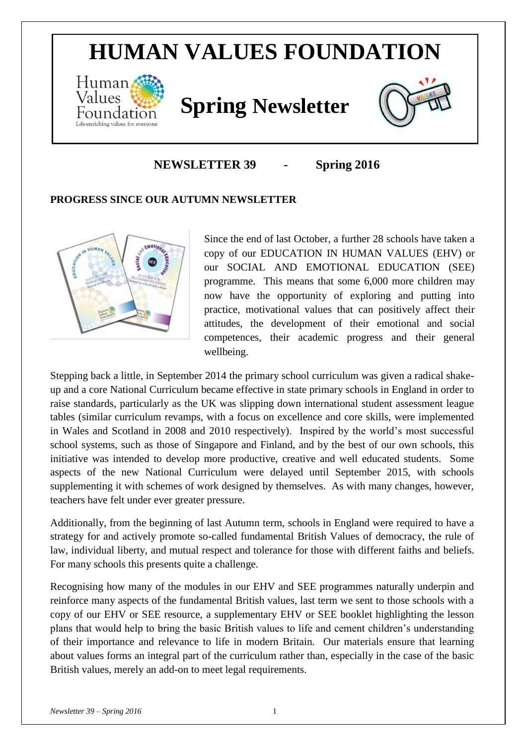# HUMAN VALUES FOUNDATION

## Spring Newsletter

**NEWSLETTER 39 - Spring 2016**

### PROGRESS SINCE OUR AUTUMN NEWSLETTER

Since the end of last October, a further 28 schools have taken a copy of our EDUCATION IN HUMAN VALUES (EHV) or our SOCIAL AND EMOTIONAL EDUCATION (SEE) programme. This means that some 6,000 more children may now have the opportunity of exploring and putting into practice, motivational values that can positively affect their attitudes, the development of their emotional and social competences, their academic progress and their general wellbeing.

Stepping back a little, in September 2014 the primary school curriculum was given a radical shake-up and a core National Curriculum became effective in state primary schools in England in order to raise standards, particularly as the UK was slipping down international student assessment league tables (similar curriculum revamps, with a focus on excellence and core skills, were implemented in Wales and Scotland in 2008 and 2010 respectively). Inspired by the world's most successful school systems, such as those of Singapore and Finland, and by the best of our own schools, this initiative was intended to develop more productive, creative and well educated students. Some aspects of the new National Curriculum were delayed until September 2015, with schools supplementing it with schemes of work designed by themselves. As with many changes, however, teachers have felt under ever greater pressure.

Additionally, from the beginning of last Autumn term, schools in England were required to have a strategy for and actively promote so-called fundamental British Values of democracy, the rule of law, individual liberty, and mutual respect and tolerance for those with different faiths and beliefs. For many schools this presents quite a challenge.

Recognising how many of the modules in our EHV and SEE programmes naturally underpin and reinforce many aspects of the fundamental British values, last term we sent to those schools with a copy of our EHV or SEE resource, a supplementary EHV or SEE booklet highlighting the lesson plans that would help to bring the basic British values to life and cement children's understanding of their importance and relevance to life in modern Britain. Our materials ensure that learning about values forms an integral part of the curriculum rather than, especially in the case of the basic British values, merely an add-on to meet legal requirements.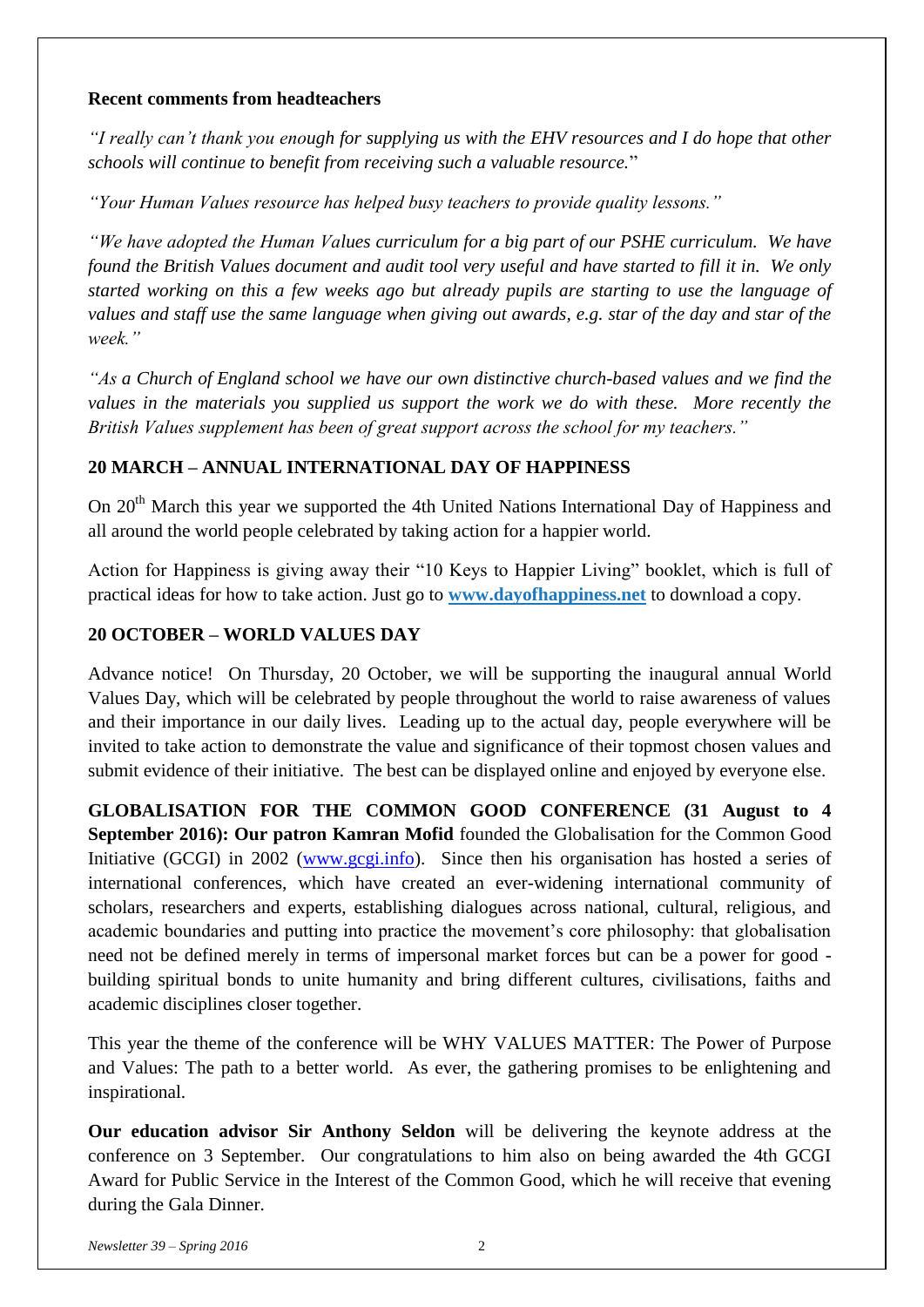**Recent comments from headteachers**

*"I really can't thank you enough for supplying us with the EHV resources and I do hope that other schools will continue to benefit from receiving such a valuable resource.*"

*"Your Human Values resource has helped busy teachers to provide quality lessons."*

*"We have adopted the Human Values curriculum for a big part of our PSHE curriculum. We have found the British Values document and audit tool very useful and have started to fill it in. We only started working on this a few weeks ago but already pupils are starting to use the language of values and staff use the same language when giving out awards, e.g. star of the day and star of the week."*

*"As a Church of England school we have our own distinctive church-based values and we find the values in the materials you supplied us support the work we do with these. More recently the British Values supplement has been of great support across the school for my teachers."*

**20 MARCH – ANNUAL INTERNATIONAL DAY OF HAPPINESS**

On 20th March this year we supported the 4th United Nations International Day of Happiness and all around the world people celebrated by taking action for a happier world.

Action for Happiness is giving away their "10 Keys to Happier Living" booklet, which is full of practical ideas for how to take action. Just go to **www.dayofhappiness.net** to download a copy.

**20 OCTOBER – WORLD VALUES DAY**

Advance notice! On Thursday, 20 October, we will be supporting the inaugural annual World Values Day, which will be celebrated by people throughout the world to raise awareness of values and their importance in our daily lives. Leading up to the actual day, people everywhere will be invited to take action to demonstrate the value and significance of their topmost chosen values and submit evidence of their initiative. The best can be displayed online and enjoyed by everyone else.

**GLOBALISATION FOR THE COMMON GOOD CONFERENCE (31 August to 4 September 2016): Our patron Kamran Mofid** founded the Globalisation for the Common Good Initiative (GCGI) in 2002 (www.gcgi.info). Since then his organisation has hosted a series of international conferences, which have created an ever-widening international community of scholars, researchers and experts, establishing dialogues across national, cultural, religious, and academic boundaries and putting into practice the movement's core philosophy: that globalisation need not be defined merely in terms of impersonal market forces but can be a power for good - building spiritual bonds to unite humanity and bring different cultures, civilisations, faiths and academic disciplines closer together.

This year the theme of the conference will be WHY VALUES MATTER: The Power of Purpose and Values: The path to a better world. As ever, the gathering promises to be enlightening and inspirational.

**Our education advisor Sir Anthony Seldon** will be delivering the keynote address at the conference on 3 September. Our congratulations to him also on being awarded the 4th GCGI Award for Public Service in the Interest of the Common Good, which he will receive that evening during the Gala Dinner.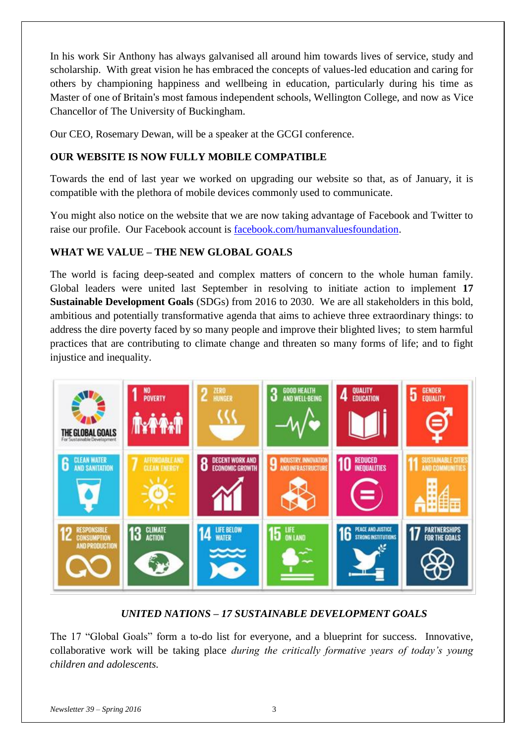In his work Sir Anthony has always galvanised all around him towards lives of service, study and scholarship. With great vision he has embraced the concepts of values-led education and caring for others by championing happiness and wellbeing in education, particularly during his time as Master of one of Britain's most famous independent schools, Wellington College, and now as Vice Chancellor of The University of Buckingham.

Our CEO, Rosemary Dewan, will be a speaker at the GCGI conference.

## OUR WEBSITE IS NOW FULLY MOBILE COMPATIBLE

Towards the end of last year we worked on upgrading our website so that, as of January, it is compatible with the plethora of mobile devices commonly used to communicate.

You might also notice on the website that we are now taking advantage of Facebook and Twitter to raise our profile. Our Facebook account is [facebook.com/humanvaluesfoundation](facebook.com/humanvaluesfoundation).

## WHAT WE VALUE – THE NEW GLOBAL GOALS

The world is facing deep-seated and complex matters of concern to the whole human family. Global leaders were united last September in resolving to initiate action to implement **17 Sustainable Development Goals** (SDGs) from 2016 to 2030. We are all stakeholders in this bold, ambitious and potentially transformative agenda that aims to achieve three extraordinary things: to address the dire poverty faced by so many people and improve their blighted lives; to stem harmful practices that are contributing to climate change and threaten so many forms of life; and to fight injustice and inequality.

*UNITED NATIONS – 17 SUSTAINABLE DEVELOPMENT GOALS*

The 17 "Global Goals" form a to-do list for everyone, and a blueprint for success. Innovative, collaborative work will be taking place *during the critically formative years of today's young children and adolescents.*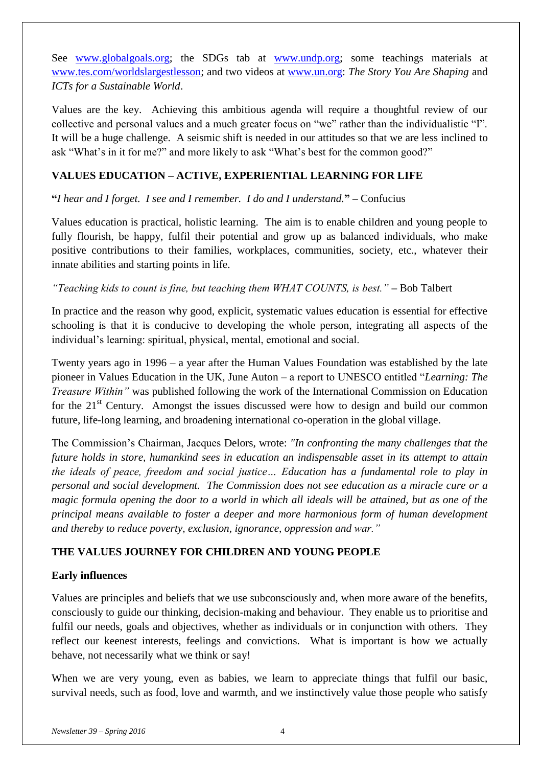See [www.globalgoals.org](http://www.globalgoals.org); the SDGs tab at [www.undp.org](http://www.undp.org); some teachings materials at [www.tes.com/worldslargestlesson](http://www.tes.com/worldslargestlesson); and two videos at [www.un.org](http://www.un.org): *The Story You Are Shaping* and *ICTs for a Sustainable World*.

Values are the key. Achieving this ambitious agenda will require a thoughtful review of our collective and personal values and a much greater focus on "we" rather than the individualistic "I". It will be a huge challenge. A seismic shift is needed in our attitudes so that we are less inclined to ask "What's in it for me?" and more likely to ask "What's best for the common good?"

## VALUES EDUCATION – ACTIVE, EXPERIENTIAL LEARNING FOR LIFE

**"***I hear and I forget. I see and I remember. I do and I understand.***"** – Confucius

Values education is practical, holistic learning. The aim is to enable children and young people to fully flourish, be happy, fulfil their potential and grow up as balanced individuals, who make positive contributions to their families, workplaces, communities, society, etc., whatever their innate abilities and starting points in life.

*"Teaching kids to count is fine, but teaching them WHAT COUNTS, is best."* – Bob Talbert

In practice and the reason why good, explicit, systematic values education is essential for effective schooling is that it is conducive to developing the whole person, integrating all aspects of the individual's learning: spiritual, physical, mental, emotional and social.

Twenty years ago in 1996 – a year after the Human Values Foundation was established by the late pioneer in Values Education in the UK, June Auton – a report to UNESCO entitled "*Learning: The Treasure Within"* was published following the work of the International Commission on Education for the 21st Century. Amongst the issues discussed were how to design and build our common future, life-long learning, and broadening international co-operation in the global village.

The Commission's Chairman, Jacques Delors, wrote: *"In confronting the many challenges that the future holds in store, humankind sees in education an indispensable asset in its attempt to attain the ideals of peace, freedom and social justice… Education has a fundamental role to play in personal and social development. The Commission does not see education as a miracle cure or a magic formula opening the door to a world in which all ideals will be attained, but as one of the principal means available to foster a deeper and more harmonious form of human development and thereby to reduce poverty, exclusion, ignorance, oppression and war."*

## THE VALUES JOURNEY FOR CHILDREN AND YOUNG PEOPLE

### Early influences

Values are principles and beliefs that we use subconsciously and, when more aware of the benefits, consciously to guide our thinking, decision-making and behaviour. They enable us to prioritise and fulfil our needs, goals and objectives, whether as individuals or in conjunction with others. They reflect our keenest interests, feelings and convictions. What is important is how we actually behave, not necessarily what we think or say!

When we are very young, even as babies, we learn to appreciate things that fulfil our basic, survival needs, such as food, love and warmth, and we instinctively value those people who satisfy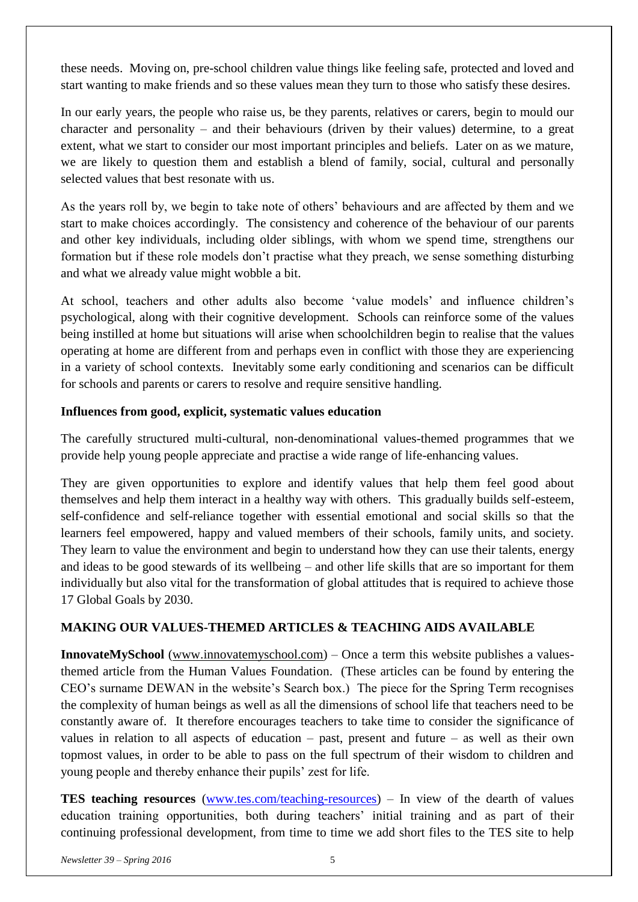these needs. Moving on, pre-school children value things like feeling safe, protected and loved and start wanting to make friends and so these values mean they turn to those who satisfy these desires.

In our early years, the people who raise us, be they parents, relatives or carers, begin to mould our character and personality – and their behaviours (driven by their values) determine, to a great extent, what we start to consider our most important principles and beliefs. Later on as we mature, we are likely to question them and establish a blend of family, social, cultural and personally selected values that best resonate with us.

As the years roll by, we begin to take note of others' behaviours and are affected by them and we start to make choices accordingly. The consistency and coherence of the behaviour of our parents and other key individuals, including older siblings, with whom we spend time, strengthens our formation but if these role models don't practise what they preach, we sense something disturbing and what we already value might wobble a bit.

At school, teachers and other adults also become 'value models' and influence children's psychological, along with their cognitive development. Schools can reinforce some of the values being instilled at home but situations will arise when schoolchildren begin to realise that the values operating at home are different from and perhaps even in conflict with those they are experiencing in a variety of school contexts. Inevitably some early conditioning and scenarios can be difficult for schools and parents or carers to resolve and require sensitive handling.

**Influences from good, explicit, systematic values education**

The carefully structured multi-cultural, non-denominational values-themed programmes that we provide help young people appreciate and practise a wide range of life-enhancing values.

They are given opportunities to explore and identify values that help them feel good about themselves and help them interact in a healthy way with others. This gradually builds self-esteem, self-confidence and self-reliance together with essential emotional and social skills so that the learners feel empowered, happy and valued members of their schools, family units, and society. They learn to value the environment and begin to understand how they can use their talents, energy and ideas to be good stewards of its wellbeing – and other life skills that are so important for them individually but also vital for the transformation of global attitudes that is required to achieve those 17 Global Goals by 2030.

**MAKING OUR VALUES-THEMED ARTICLES & TEACHING AIDS AVAILABLE**

**InnovateMySchool** (www.innovatemyschool.com) – Once a term this website publishes a values-themed article from the Human Values Foundation. (These articles can be found by entering the CEO's surname DEWAN in the website's Search box.) The piece for the Spring Term recognises the complexity of human beings as well as all the dimensions of school life that teachers need to be constantly aware of. It therefore encourages teachers to take time to consider the significance of values in relation to all aspects of education – past, present and future – as well as their own topmost values, in order to be able to pass on the full spectrum of their wisdom to children and young people and thereby enhance their pupils' zest for life.

**TES teaching resources** (www.tes.com/teaching-resources) – In view of the dearth of values education training opportunities, both during teachers' initial training and as part of their continuing professional development, from time to time we add short files to the TES site to help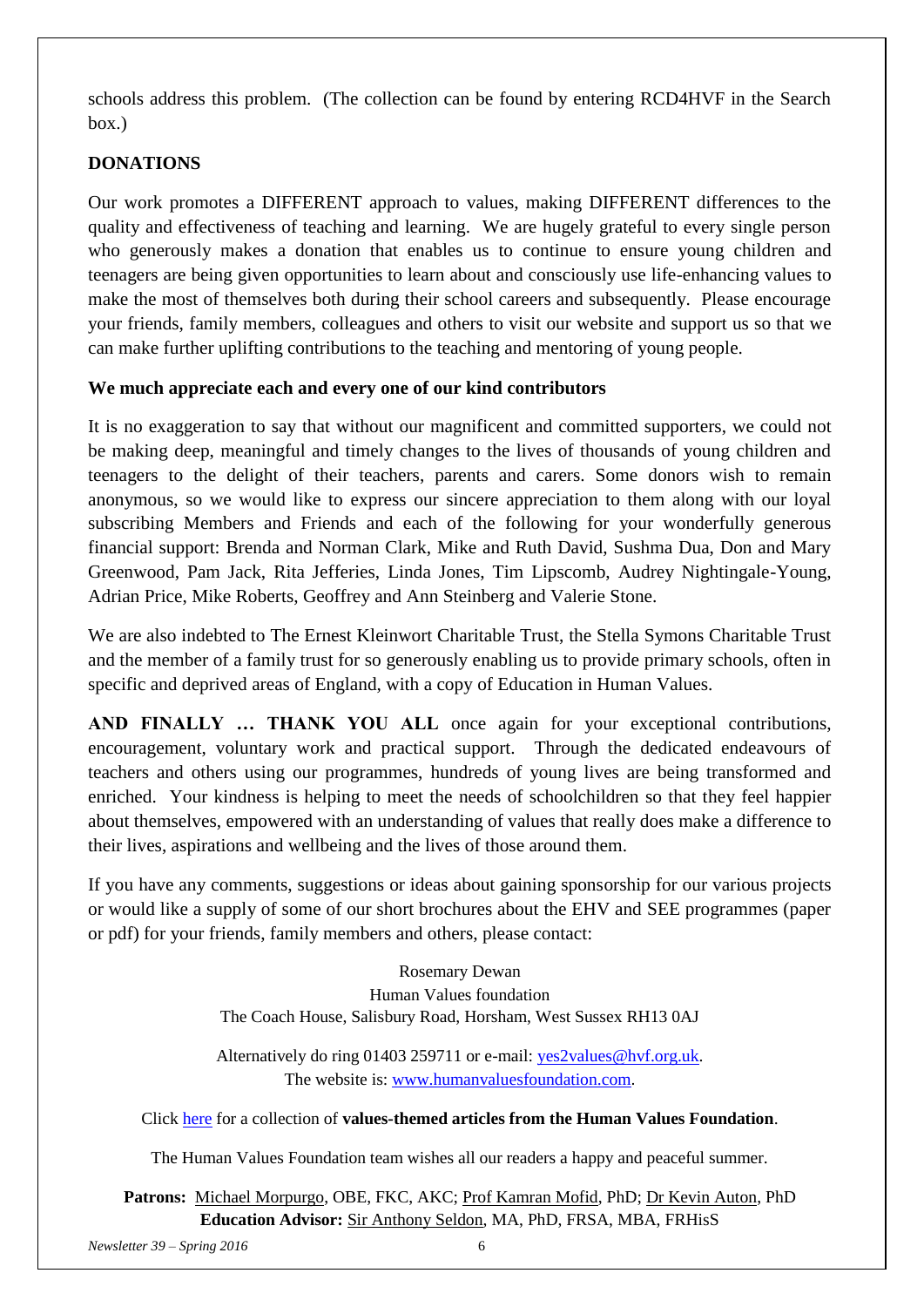schools address this problem. (The collection can be found by entering RCD4HVF in the Search box.)

## DONATIONS

Our work promotes a DIFFERENT approach to values, making DIFFERENT differences to the quality and effectiveness of teaching and learning. We are hugely grateful to every single person who generously makes a donation that enables us to continue to ensure young children and teenagers are being given opportunities to learn about and consciously use life-enhancing values to make the most of themselves both during their school careers and subsequently. Please encourage your friends, family members, colleagues and others to visit our website and support us so that we can make further uplifting contributions to the teaching and mentoring of young people.

**We much appreciate each and every one of our kind contributors**

It is no exaggeration to say that without our magnificent and committed supporters, we could not be making deep, meaningful and timely changes to the lives of thousands of young children and teenagers to the delight of their teachers, parents and carers. Some donors wish to remain anonymous, so we would like to express our sincere appreciation to them along with our loyal subscribing Members and Friends and each of the following for your wonderfully generous financial support: Brenda and Norman Clark, Mike and Ruth David, Sushma Dua, Don and Mary Greenwood, Pam Jack, Rita Jefferies, Linda Jones, Tim Lipscomb, Audrey Nightingale-Young, Adrian Price, Mike Roberts, Geoffrey and Ann Steinberg and Valerie Stone.

We are also indebted to The Ernest Kleinwort Charitable Trust, the Stella Symons Charitable Trust and the member of a family trust for so generously enabling us to provide primary schools, often in specific and deprived areas of England, with a copy of Education in Human Values.

**AND FINALLY … THANK YOU ALL** once again for your exceptional contributions, encouragement, voluntary work and practical support. Through the dedicated endeavours of teachers and others using our programmes, hundreds of young lives are being transformed and enriched. Your kindness is helping to meet the needs of schoolchildren so that they feel happier about themselves, empowered with an understanding of values that really does make a difference to their lives, aspirations and wellbeing and the lives of those around them.

If you have any comments, suggestions or ideas about gaining sponsorship for our various projects or would like a supply of some of our short brochures about the EHV and SEE programmes (paper or pdf) for your friends, family members and others, please contact:

Rosemary Dewan  
Human Values foundation  
The Coach House, Salisbury Road, Horsham, West Sussex RH13 0AJ

Alternatively do ring 01403 259711 or e-mail: yes2values@hvf.org.uk.  
The website is: www.humanvaluesfoundation.com.

Click here for a collection of **values-themed articles from the Human Values Foundation**.

The Human Values Foundation team wishes all our readers a happy and peaceful summer.

**Patrons:** Michael Morpurgo, OBE, FKC, AKC; Prof Kamran Mofid, PhD; Dr Kevin Auton, PhD  
**Education Advisor:** Sir Anthony Seldon, MA, PhD, FRSA, MBA, FRHisS